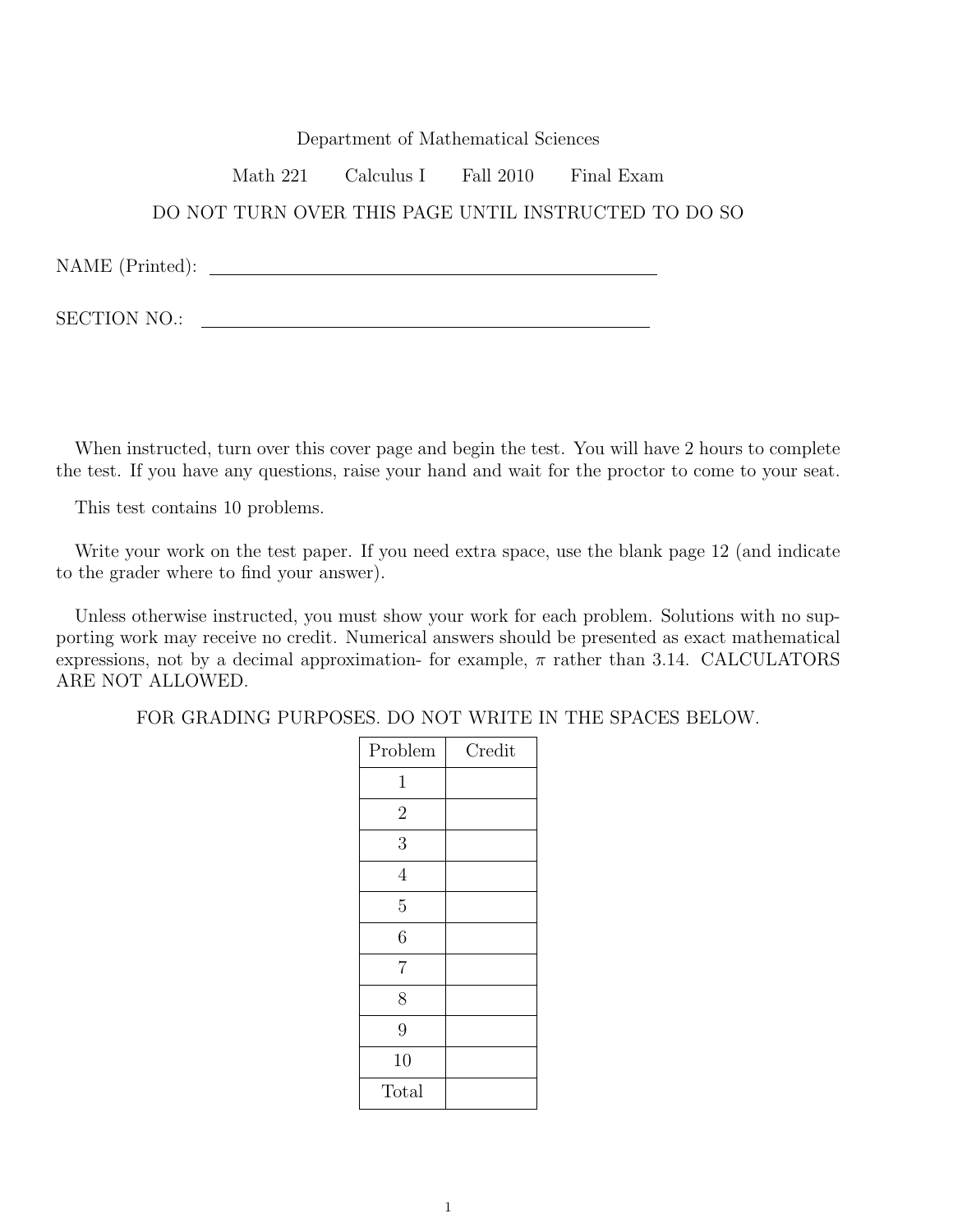Department of Mathematical Sciences

Math 221 Calculus I Fall 2010 Final Exam

DO NOT TURN OVER THIS PAGE UNTIL INSTRUCTED TO DO SO

NAME (Printed): ______________________________

SECTION NO.: ______________________________

When instructed, turn over this cover page and begin the test. You will have 2 hours to complete the test. If you have any questions, raise your hand and wait for the proctor to come to your seat.

This test contains 10 problems.

Write your work on the test paper. If you need extra space, use the blank page 12 (and indicate to the grader where to find your answer).

Unless otherwise instructed, you must show your work for each problem. Solutions with no supporting work may receive no credit. Numerical answers should be presented as exact mathematical expressions, not by a decimal approximation- for example, $\pi$ rather than 3.14. CALCULATORS ARE NOT ALLOWED.

FOR GRADING PURPOSES. DO NOT WRITE IN THE SPACES BELOW.

| Problem | Credit |
|---|---|
| 1 | |
| 2 | |
| 3 | |
| 4 | |
| 5 | |
| 6 | |
| 7 | |
| 8 | |
| 9 | |
| 10 | |
| Total | |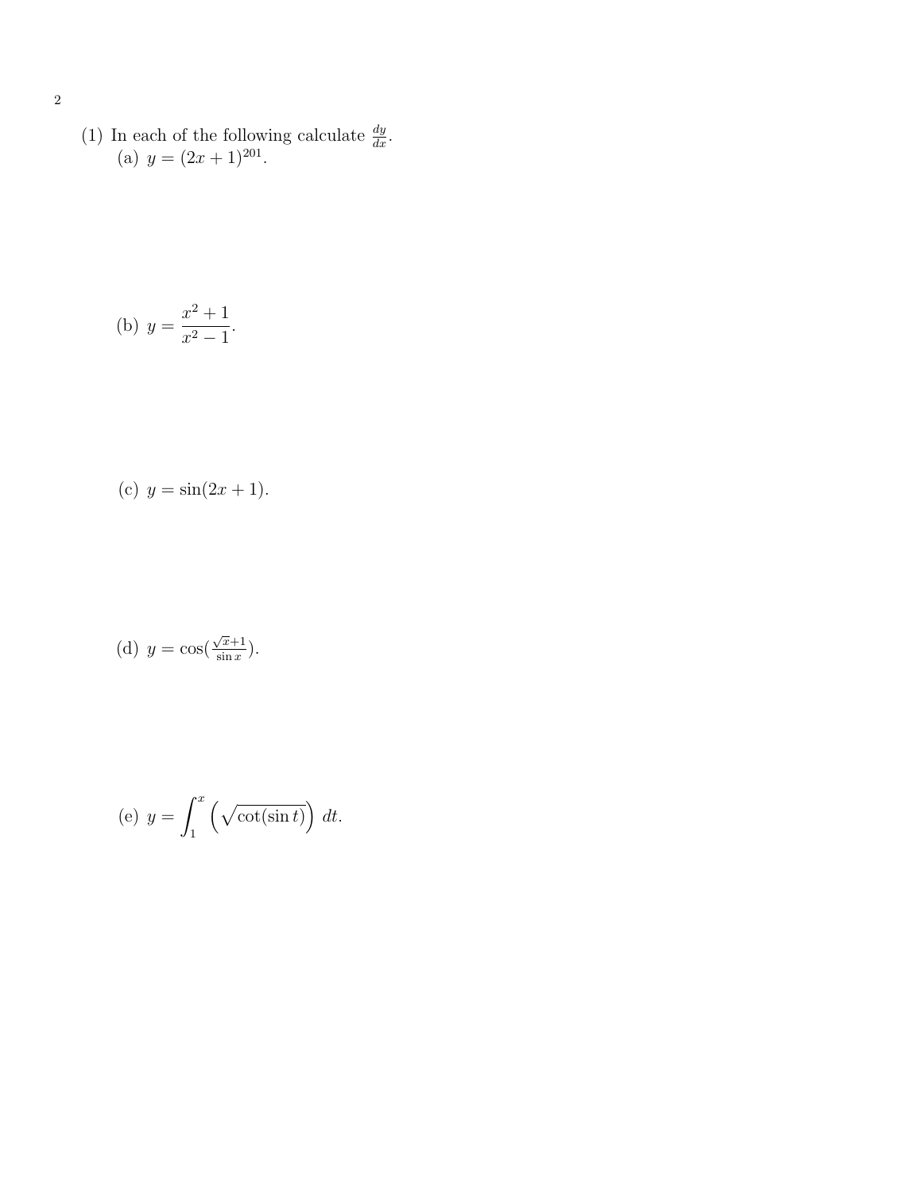(1) In each of the following calculate $\frac{dy}{dx}$.

(a) $y = (2x+1)^{201}$.

(b) $y = \dfrac{x^2+1}{x^2-1}$.

(c) $y = \sin(2x+1)$.

(d) $y = \cos(\frac{\sqrt{x}+1}{\sin x})$.

(e) $y = \displaystyle\int_1^x \left(\sqrt{\cot(\sin t)}\right)\, dt$.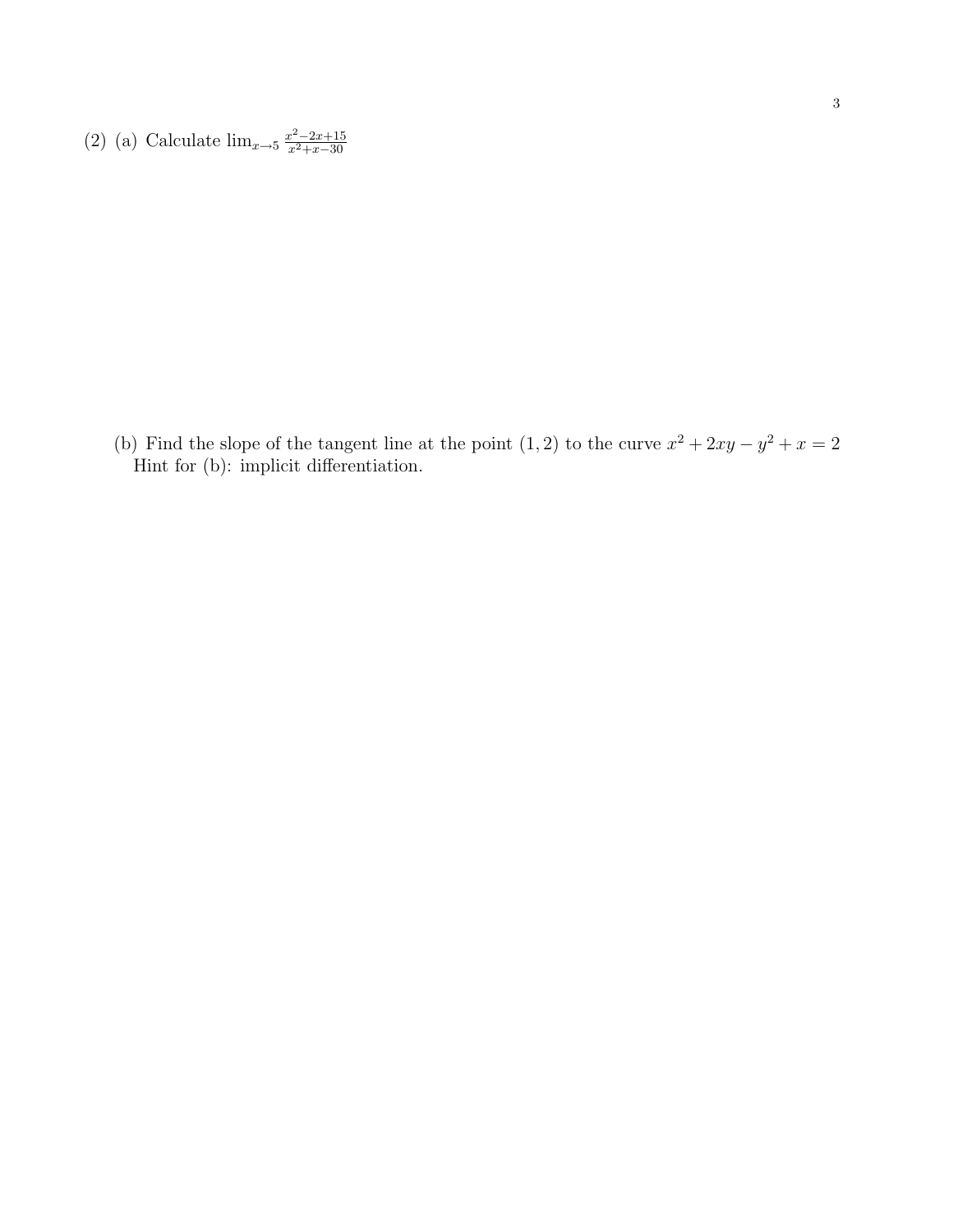(2) (a) Calculate $\lim_{x\to 5} \frac{x^2-2x+15}{x^2+x-30}$

(b) Find the slope of the tangent line at the point $(1, 2)$ to the curve $x^2 + 2xy - y^2 + x = 2$
Hint for (b): implicit differentiation.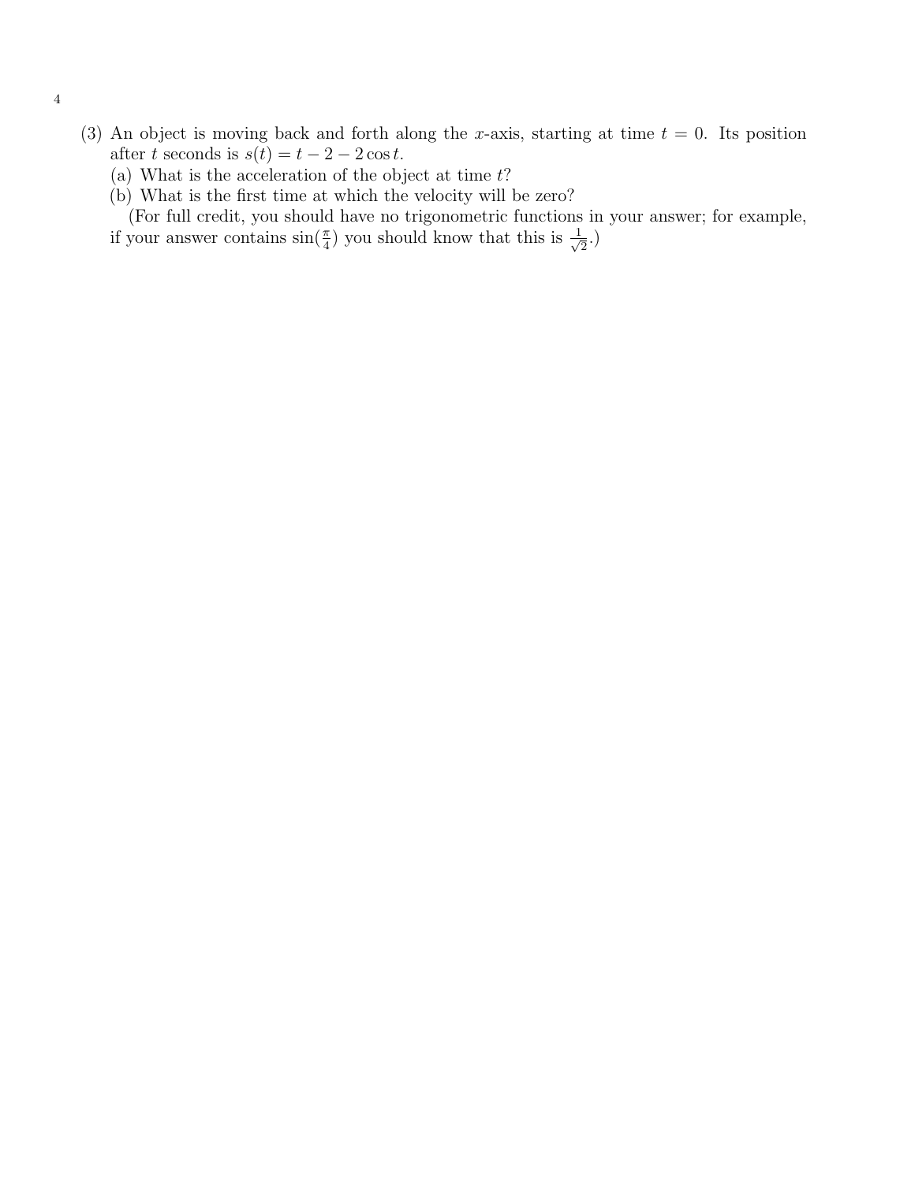(3) An object is moving back and forth along the $x$-axis, starting at time $t = 0$. Its position after $t$ seconds is $s(t) = t - 2 - 2\cos t$.

(a) What is the acceleration of the object at time $t$?

(b) What is the first time at which the velocity will be zero?

(For full credit, you should have no trigonometric functions in your answer; for example, if your answer contains $\sin(\frac{\pi}{4})$ you should know that this is $\frac{1}{\sqrt{2}}$.)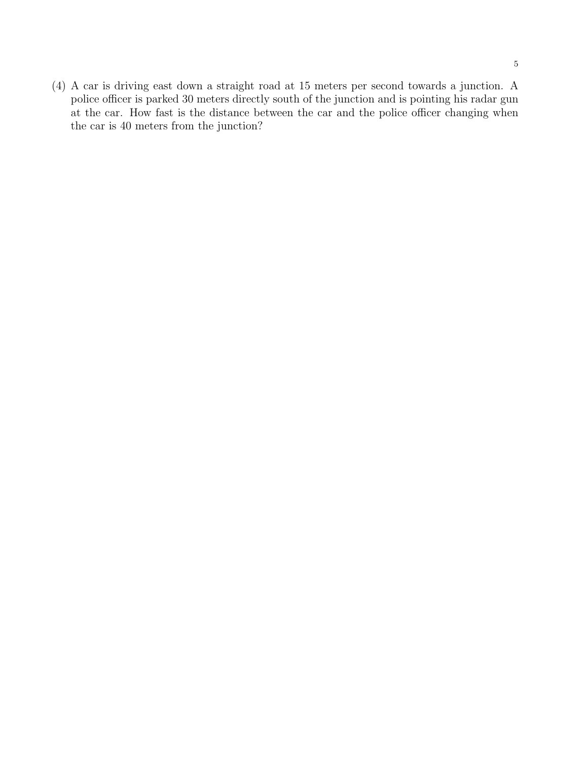(4) A car is driving east down a straight road at 15 meters per second towards a junction. A police officer is parked 30 meters directly south of the junction and is pointing his radar gun at the car. How fast is the distance between the car and the police officer changing when the car is 40 meters from the junction?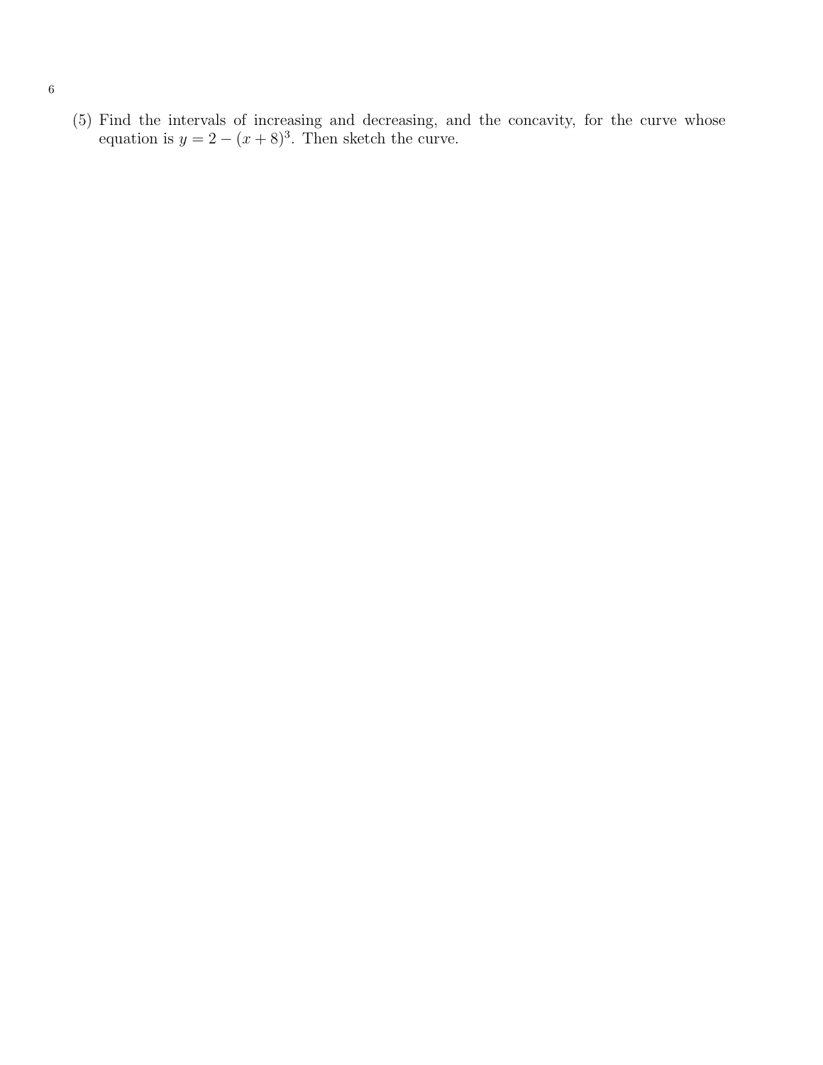(5) Find the intervals of increasing and decreasing, and the concavity, for the curve whose equation is $y = 2 - (x + 8)^3$. Then sketch the curve.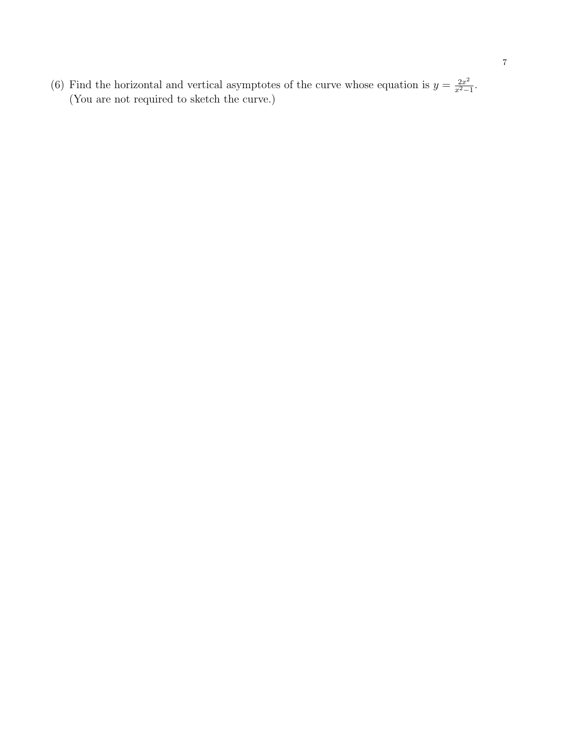(6) Find the horizontal and vertical asymptotes of the curve whose equation is $y = \frac{2x^2}{x^2-1}$. (You are not required to sketch the curve.)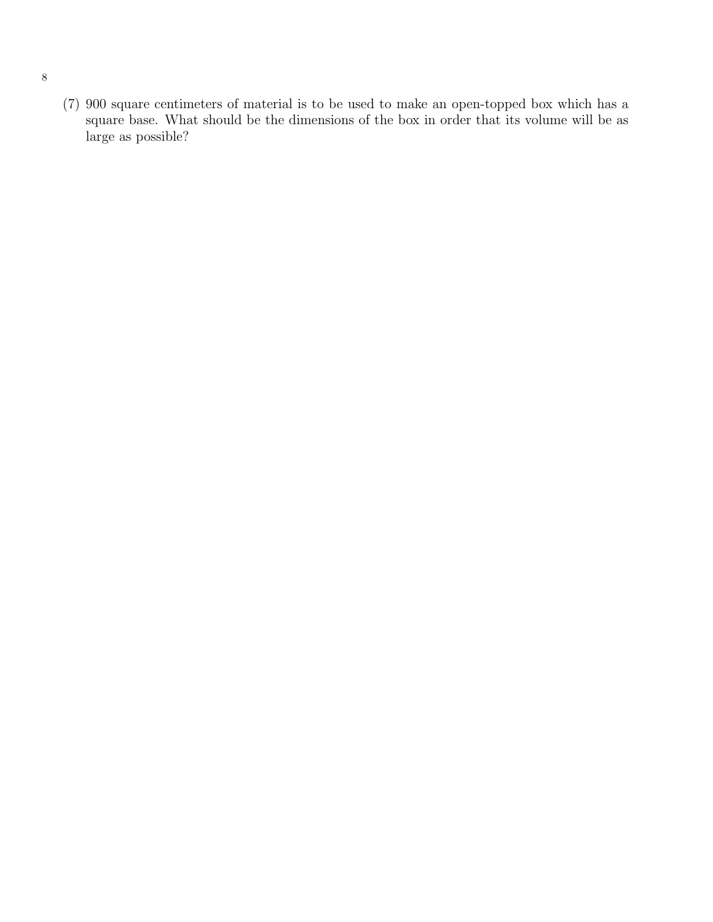(7) 900 square centimeters of material is to be used to make an open-topped box which has a square base. What should be the dimensions of the box in order that its volume will be as large as possible?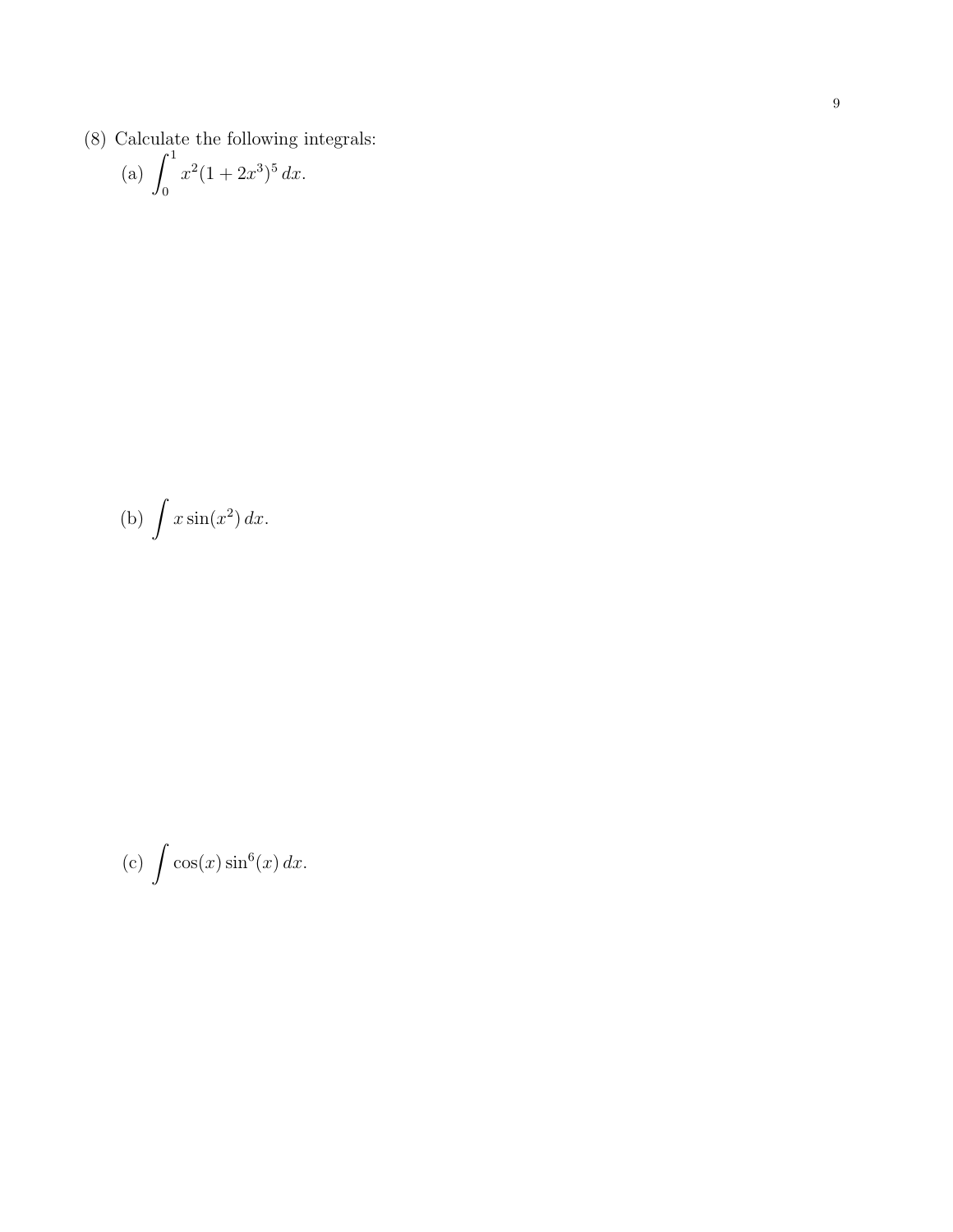(8) Calculate the following integrals:

(a) $\displaystyle\int_0^1 x^2(1+2x^3)^5\,dx$.

(b) $\displaystyle\int x\sin(x^2)\,dx$.

(c) $\displaystyle\int \cos(x)\sin^6(x)\,dx$.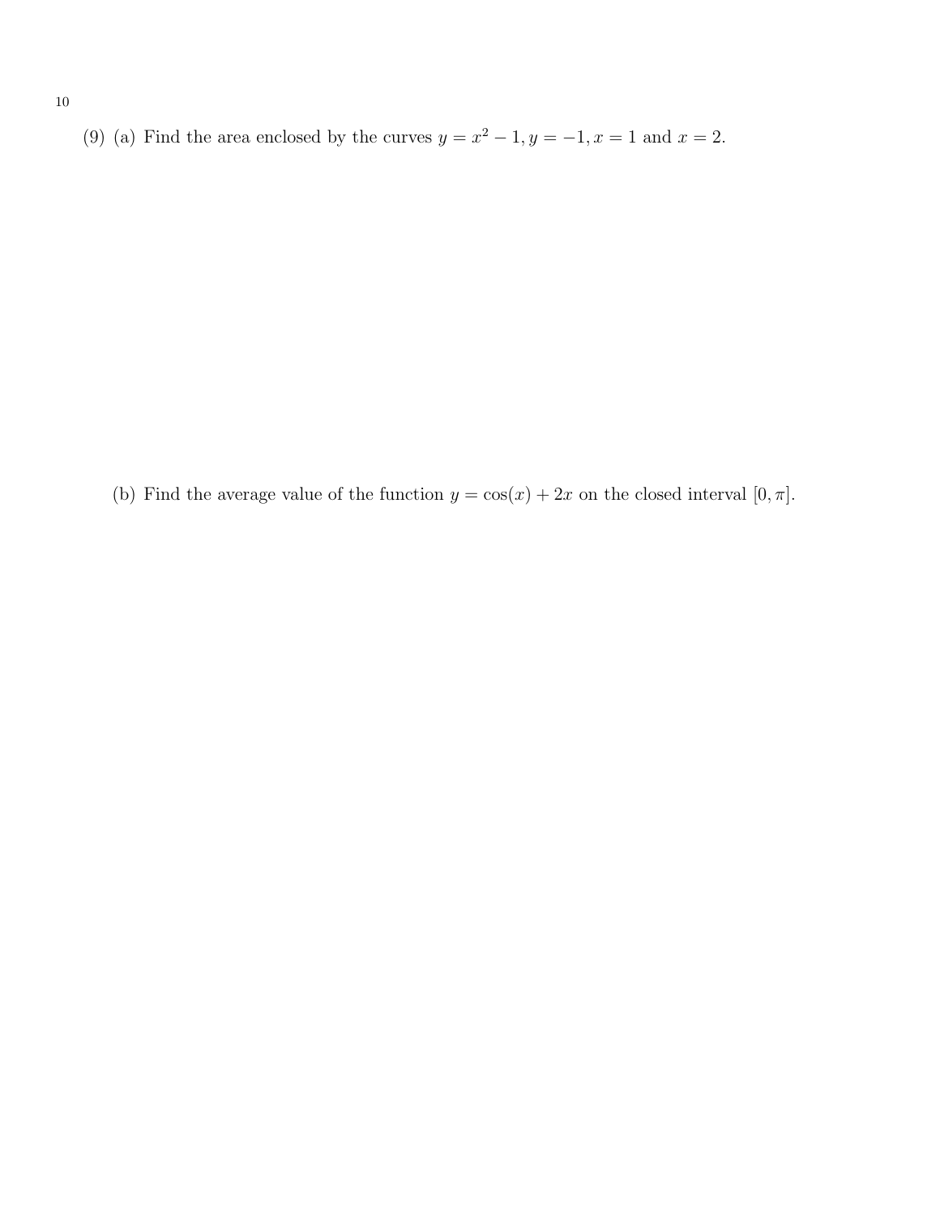(9) (a) Find the area enclosed by the curves $y = x^2 - 1, y = -1, x = 1$ and $x = 2$.

(b) Find the average value of the function $y = \cos(x) + 2x$ on the closed interval $[0, \pi]$.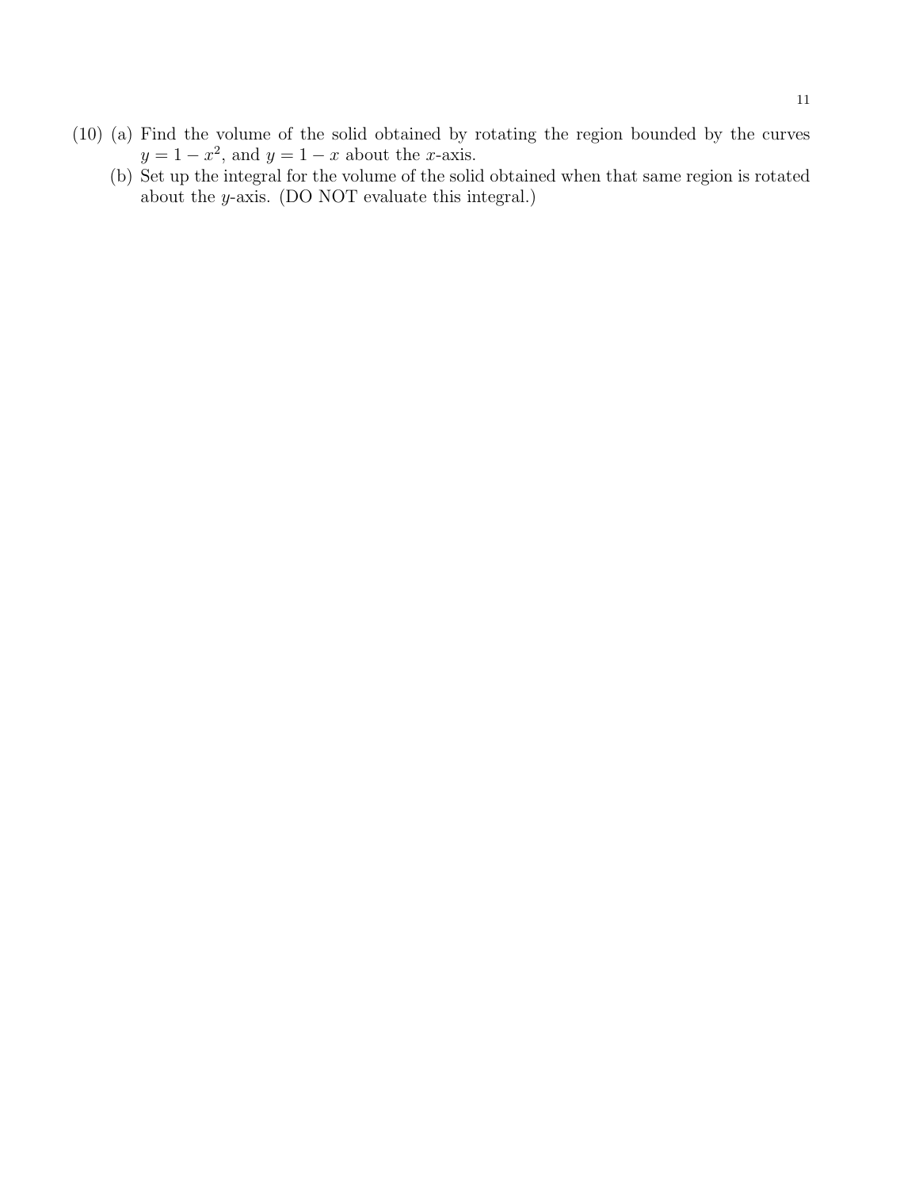(10) (a) Find the volume of the solid obtained by rotating the region bounded by the curves $y = 1 - x^2$, and $y = 1 - x$ about the $x$-axis.

(b) Set up the integral for the volume of the solid obtained when that same region is rotated about the $y$-axis. (DO NOT evaluate this integral.)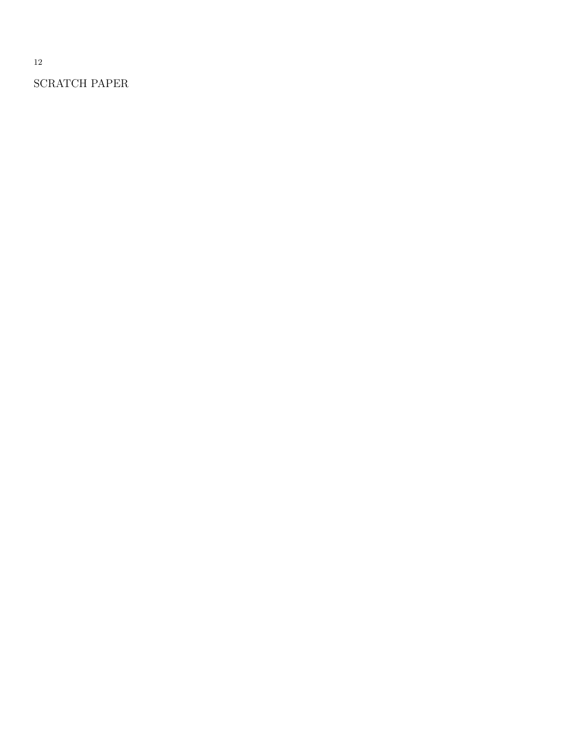SCRATCH PAPER